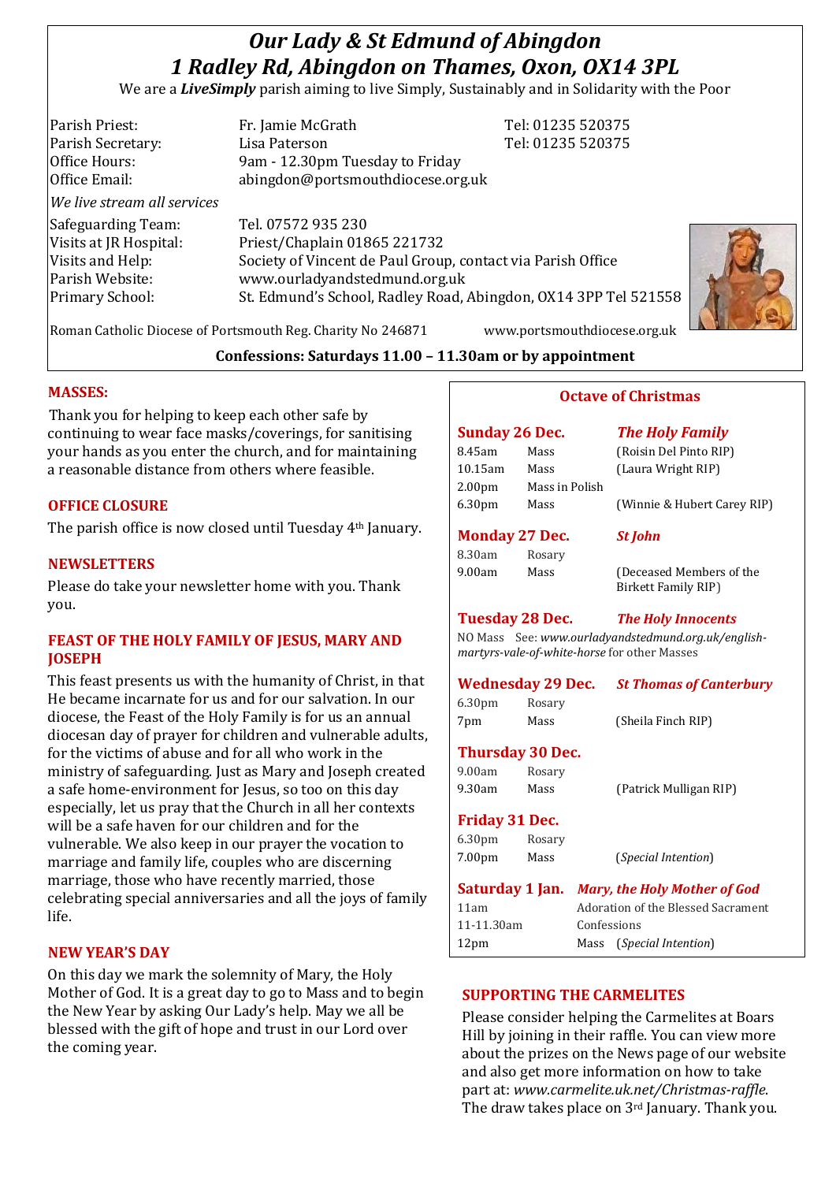# *Our Lady & St Edmund of Abingdon*
# *1 Radley Rd, Abingdon on Thames, Oxon, OX14 3PL*

We are a ***LiveSimply*** parish aiming to live Simply, Sustainably and in Solidarity with the Poor

| | | |
|---|---|---|
| Parish Priest: | Fr. Jamie McGrath | Tel: 01235 520375 |
| Parish Secretary: | Lisa Paterson | Tel: 01235 520375 |
| Office Hours: | 9am - 12.30pm Tuesday to Friday | |
| Office Email: | abingdon@portsmouthdiocese.org.uk | |

*We live stream all services*

| | |
|---|---|
| Safeguarding Team: | Tel. 07572 935 230 |
| Visits at JR Hospital: | Priest/Chaplain 01865 221732 |
| Visits and Help: | Society of Vincent de Paul Group, contact via Parish Office |
| Parish Website: | www.ourladyandstedmund.org.uk |
| Primary School: | St. Edmund's School, Radley Road, Abingdon, OX14 3PP Tel 521558 |

Roman Catholic Diocese of Portsmouth Reg. Charity No 246871 www.portsmouthdiocese.org.uk

**Confessions: Saturdays 11.00 – 11.30am or by appointment**

## MASSES:

Thank you for helping to keep each other safe by continuing to wear face masks/coverings, for sanitising your hands as you enter the church, and for maintaining a reasonable distance from others where feasible.

## OFFICE CLOSURE

The parish office is now closed until Tuesday 4th January.

## NEWSLETTERS

Please do take your newsletter home with you. Thank you.

## FEAST OF THE HOLY FAMILY OF JESUS, MARY AND JOSEPH

This feast presents us with the humanity of Christ, in that He became incarnate for us and for our salvation. In our diocese, the Feast of the Holy Family is for us an annual diocesan day of prayer for children and vulnerable adults, for the victims of abuse and for all who work in the ministry of safeguarding. Just as Mary and Joseph created a safe home-environment for Jesus, so too on this day especially, let us pray that the Church in all her contexts will be a safe haven for our children and for the vulnerable. We also keep in our prayer the vocation to marriage and family life, couples who are discerning marriage, those who have recently married, those celebrating special anniversaries and all the joys of family life.

## NEW YEAR'S DAY

On this day we mark the solemnity of Mary, the Holy Mother of God. It is a great day to go to Mass and to begin the New Year by asking Our Lady's help. May we all be blessed with the gift of hope and trust in our Lord over the coming year.

## Octave of Christmas

**Sunday 26 Dec.** — ***The Holy Family***

| | | |
|---|---|---|
| 8.45am | Mass | (Roisin Del Pinto RIP) |
| 10.15am | Mass | (Laura Wright RIP) |
| 2.00pm | Mass in Polish | |
| 6.30pm | Mass | (Winnie & Hubert Carey RIP) |

**Monday 27 Dec.** — ***St John***

| | | |
|---|---|---|
| 8.30am | Rosary | |
| 9.00am | Mass | (Deceased Members of the Birkett Family RIP) |

**Tuesday 28 Dec.** — ***The Holy Innocents***

NO Mass See: *www.ourladyandstedmund.org.uk/english-martyrs-vale-of-white-horse* for other Masses

**Wednesday 29 Dec.** — ***St Thomas of Canterbury***

| | | |
|---|---|---|
| 6.30pm | Rosary | |
| 7pm | Mass | (Sheila Finch RIP) |

**Thursday 30 Dec.**

| | | |
|---|---|---|
| 9.00am | Rosary | |
| 9.30am | Mass | (Patrick Mulligan RIP) |

**Friday 31 Dec.**

| | | |
|---|---|---|
| 6.30pm | Rosary | |
| 7.00pm | Mass | (*Special Intention*) |

**Saturday 1 Jan.** — ***Mary, the Holy Mother of God***

| | |
|---|---|
| 11am | Adoration of the Blessed Sacrament |
| 11-11.30am | Confessions |
| 12pm | Mass (*Special Intention*) |

## SUPPORTING THE CARMELITES

Please consider helping the Carmelites at Boars Hill by joining in their raffle. You can view more about the prizes on the News page of our website and also get more information on how to take part at: *www.carmelite.uk.net/Christmas-raffle*. The draw takes place on 3rd January. Thank you.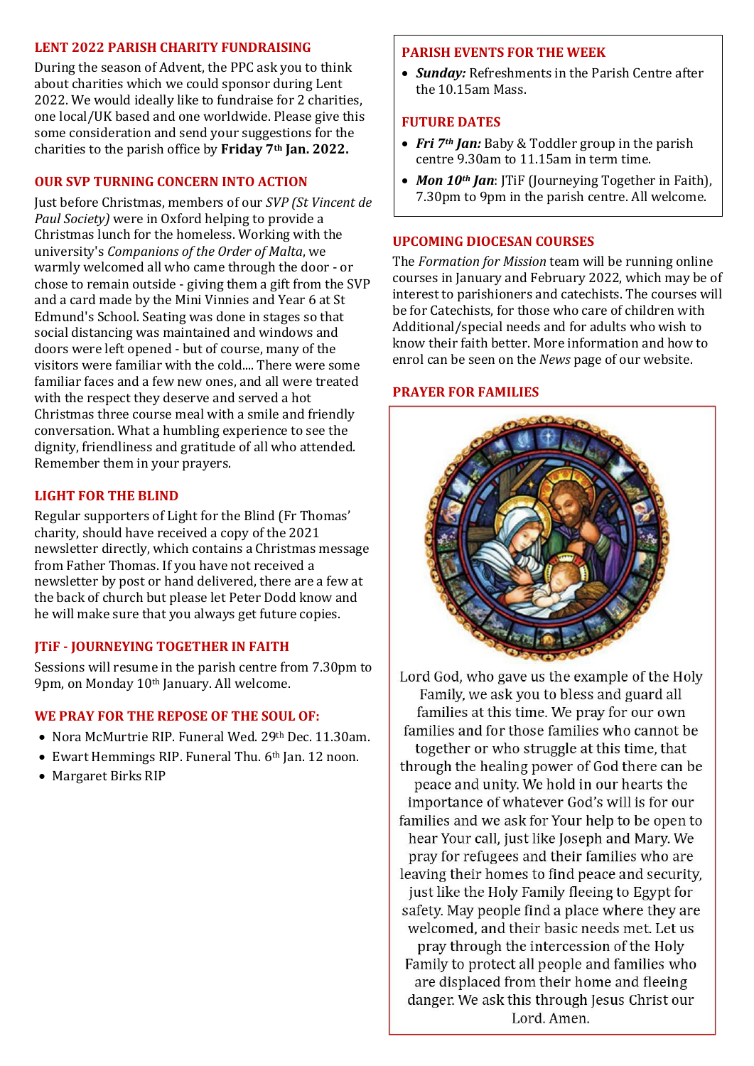## LENT 2022 PARISH CHARITY FUNDRAISING

During the season of Advent, the PPC ask you to think about charities which we could sponsor during Lent 2022. We would ideally like to fundraise for 2 charities, one local/UK based and one worldwide. Please give this some consideration and send your suggestions for the charities to the parish office by **Friday 7th Jan. 2022.**

## OUR SVP TURNING CONCERN INTO ACTION

Just before Christmas, members of our *SVP (St Vincent de Paul Society)* were in Oxford helping to provide a Christmas lunch for the homeless. Working with the university's *Companions of the Order of Malta*, we warmly welcomed all who came through the door - or chose to remain outside - giving them a gift from the SVP and a card made by the Mini Vinnies and Year 6 at St Edmund's School. Seating was done in stages so that social distancing was maintained and windows and doors were left opened - but of course, many of the visitors were familiar with the cold.... There were some familiar faces and a few new ones, and all were treated with the respect they deserve and served a hot Christmas three course meal with a smile and friendly conversation. What a humbling experience to see the dignity, friendliness and gratitude of all who attended. Remember them in your prayers.

## LIGHT FOR THE BLIND

Regular supporters of Light for the Blind (Fr Thomas' charity, should have received a copy of the 2021 newsletter directly, which contains a Christmas message from Father Thomas. If you have not received a newsletter by post or hand delivered, there are a few at the back of church but please let Peter Dodd know and he will make sure that you always get future copies.

## JTiF - JOURNEYING TOGETHER IN FAITH

Sessions will resume in the parish centre from 7.30pm to 9pm, on Monday 10th January. All welcome.

## WE PRAY FOR THE REPOSE OF THE SOUL OF:

- Nora McMurtrie RIP. Funeral Wed. 29th Dec. 11.30am.
- Ewart Hemmings RIP. Funeral Thu. 6th Jan. 12 noon.
- Margaret Birks RIP

## PARISH EVENTS FOR THE WEEK

- ***Sunday:*** Refreshments in the Parish Centre after the 10.15am Mass.

## FUTURE DATES

- ***Fri 7th Jan:*** Baby & Toddler group in the parish centre 9.30am to 11.15am in term time.
- ***Mon 10th Jan***: JTiF (Journeying Together in Faith), 7.30pm to 9pm in the parish centre. All welcome.

## UPCOMING DIOCESAN COURSES

The *Formation for Mission* team will be running online courses in January and February 2022, which may be of interest to parishioners and catechists. The courses will be for Catechists, for those who care of children with Additional/special needs and for adults who wish to know their faith better. More information and how to enrol can be seen on the *News* page of our website.

## PRAYER FOR FAMILIES

Lord God, who gave us the example of the Holy Family, we ask you to bless and guard all families at this time. We pray for our own families and for those families who cannot be together or who struggle at this time, that through the healing power of God there can be peace and unity. We hold in our hearts the importance of whatever God's will is for our families and we ask for Your help to be open to hear Your call, just like Joseph and Mary. We pray for refugees and their families who are leaving their homes to find peace and security, just like the Holy Family fleeing to Egypt for safety. May people find a place where they are welcomed, and their basic needs met. Let us pray through the intercession of the Holy Family to protect all people and families who are displaced from their home and fleeing danger. We ask this through Jesus Christ our Lord. Amen.